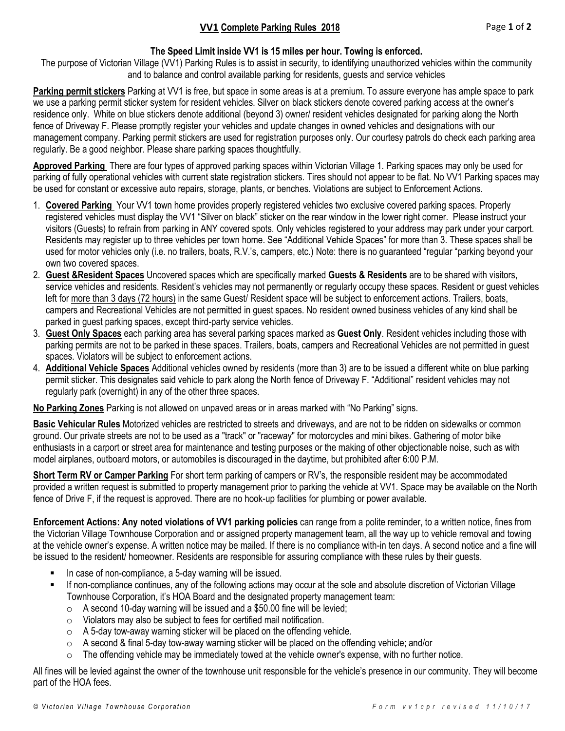# VV1 Complete Parking Rules 2018

**The Speed Limit inside VV1 is 15 miles per hour. Towing is enforced.**

The purpose of Victorian Village (VV1) Parking Rules is to assist in security, to identifying unauthorized vehicles within the community and to balance and control available parking for residents, guests and service vehicles

**Parking permit stickers** Parking at VV1 is free, but space in some areas is at a premium. To assure everyone has ample space to park we use a parking permit sticker system for resident vehicles. Silver on black stickers denote covered parking access at the owner's residence only. White on blue stickers denote additional (beyond 3) owner/ resident vehicles designated for parking along the North fence of Driveway F. Please promptly register your vehicles and update changes in owned vehicles and designations with our management company. Parking permit stickers are used for registration purposes only. Our courtesy patrols do check each parking area regularly. Be a good neighbor. Please share parking spaces thoughtfully.

**Approved Parking** There are four types of approved parking spaces within Victorian Village 1. Parking spaces may only be used for parking of fully operational vehicles with current state registration stickers. Tires should not appear to be flat. No VV1 Parking spaces may be used for constant or excessive auto repairs, storage, plants, or benches. Violations are subject to Enforcement Actions.

1. **Covered Parking** Your VV1 town home provides properly registered vehicles two exclusive covered parking spaces. Properly registered vehicles must display the VV1 "Silver on black" sticker on the rear window in the lower right corner. Please instruct your visitors (Guests) to refrain from parking in ANY covered spots. Only vehicles registered to your address may park under your carport. Residents may register up to three vehicles per town home. See "Additional Vehicle Spaces" for more than 3. These spaces shall be used for motor vehicles only (i.e. no trailers, boats, R.V.'s, campers, etc.) Note: there is no guaranteed "regular "parking beyond your own two covered spaces.
2. **Guest &Resident Spaces** Uncovered spaces which are specifically marked **Guests & Residents** are to be shared with visitors, service vehicles and residents. Resident's vehicles may not permanently or regularly occupy these spaces. Resident or guest vehicles left for <u>more than 3 days (72 hours)</u> in the same Guest/ Resident space will be subject to enforcement actions. Trailers, boats, campers and Recreational Vehicles are not permitted in guest spaces. No resident owned business vehicles of any kind shall be parked in guest parking spaces, except third-party service vehicles.
3. **Guest Only Spaces** each parking area has several parking spaces marked as **Guest Only**. Resident vehicles including those with parking permits are not to be parked in these spaces. Trailers, boats, campers and Recreational Vehicles are not permitted in guest spaces. Violators will be subject to enforcement actions.
4. **Additional Vehicle Spaces** Additional vehicles owned by residents (more than 3) are to be issued a different white on blue parking permit sticker. This designates said vehicle to park along the North fence of Driveway F. "Additional" resident vehicles may not regularly park (overnight) in any of the other three spaces.

**No Parking Zones** Parking is not allowed on unpaved areas or in areas marked with "No Parking" signs.

**Basic Vehicular Rules** Motorized vehicles are restricted to streets and driveways, and are not to be ridden on sidewalks or common ground. Our private streets are not to be used as a "track" or "raceway" for motorcycles and mini bikes. Gathering of motor bike enthusiasts in a carport or street area for maintenance and testing purposes or the making of other objectionable noise, such as with model airplanes, outboard motors, or automobiles is discouraged in the daytime, but prohibited after 6:00 P.M.

**Short Term RV or Camper Parking** For short term parking of campers or RV's, the responsible resident may be accommodated provided a written request is submitted to property management prior to parking the vehicle at VV1. Space may be available on the North fence of Drive F, if the request is approved. There are no hook-up facilities for plumbing or power available.

**Enforcement Actions: Any noted violations of VV1 parking policies** can range from a polite reminder, to a written notice, fines from the Victorian Village Townhouse Corporation and or assigned property management team, all the way up to vehicle removal and towing at the vehicle owner's expense. A written notice may be mailed. If there is no compliance with-in ten days. A second notice and a fine will be issued to the resident/ homeowner. Residents are responsible for assuring compliance with these rules by their guests.

- In case of non-compliance, a 5-day warning will be issued.
- If non-compliance continues, any of the following actions may occur at the sole and absolute discretion of Victorian Village Townhouse Corporation, it's HOA Board and the designated property management team:
  - A second 10-day warning will be issued and a $50.00 fine will be levied;
  - Violators may also be subject to fees for certified mail notification.
  - A 5-day tow-away warning sticker will be placed on the offending vehicle.
  - A second & final 5-day tow-away warning sticker will be placed on the offending vehicle; and/or
  - The offending vehicle may be immediately towed at the vehicle owner's expense, with no further notice.

All fines will be levied against the owner of the townhouse unit responsible for the vehicle's presence in our community. They will become part of the HOA fees.

*© Victorian Village Townhouse Corporation* *Form vv1cpr revised 11/10/17*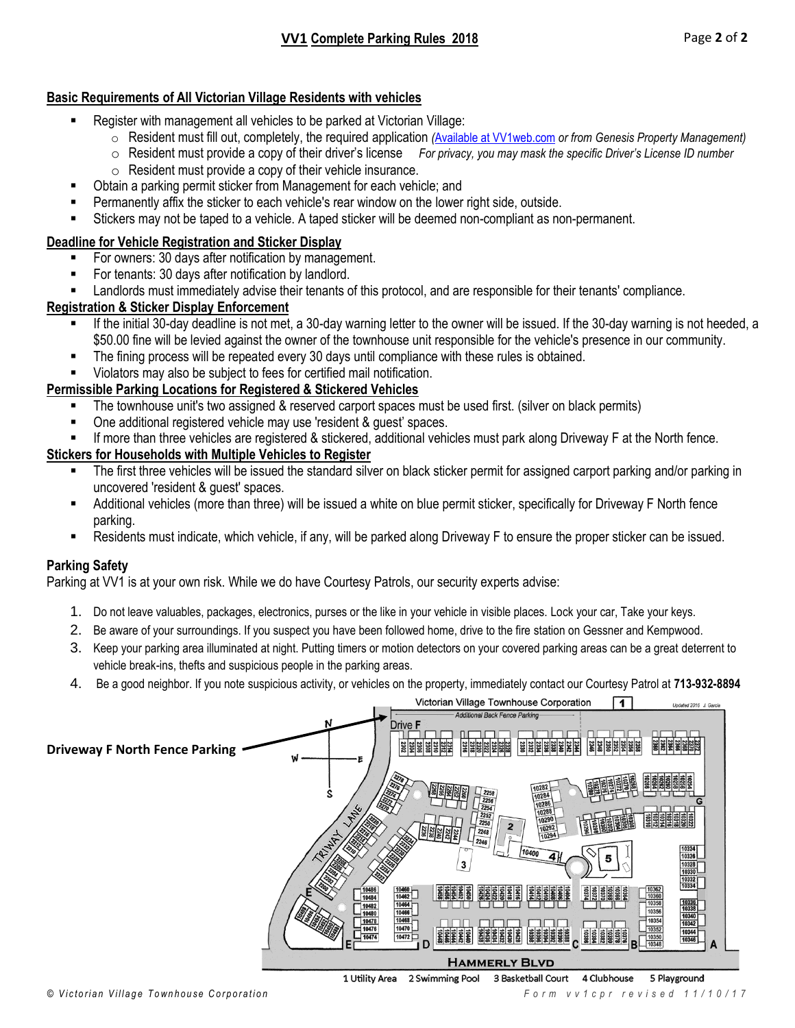# VV1 Complete Parking Rules 2018

## Basic Requirements of All Victorian Village Residents with vehicles

- Register with management all vehicles to be parked at Victorian Village:
  - Resident must fill out, completely, the required application *(Available at VV1web.com or from Genesis Property Management)*
  - Resident must provide a copy of their driver's license *For privacy, you may mask the specific Driver's License ID number*
  - Resident must provide a copy of their vehicle insurance.
- Obtain a parking permit sticker from Management for each vehicle; and
- Permanently affix the sticker to each vehicle's rear window on the lower right side, outside.
- Stickers may not be taped to a vehicle. A taped sticker will be deemed non-compliant as non-permanent.

## Deadline for Vehicle Registration and Sticker Display

- For owners: 30 days after notification by management.
- For tenants: 30 days after notification by landlord.
- Landlords must immediately advise their tenants of this protocol, and are responsible for their tenants' compliance.

## Registration & Sticker Display Enforcement

- If the initial 30-day deadline is not met, a 30-day warning letter to the owner will be issued. If the 30-day warning is not heeded, a $50.00 fine will be levied against the owner of the townhouse unit responsible for the vehicle's presence in our community.
- The fining process will be repeated every 30 days until compliance with these rules is obtained.
- Violators may also be subject to fees for certified mail notification.

## Permissible Parking Locations for Registered & Stickered Vehicles

- The townhouse unit's two assigned & reserved carport spaces must be used first. (silver on black permits)
- One additional registered vehicle may use 'resident & guest' spaces.
- If more than three vehicles are registered & stickered, additional vehicles must park along Driveway F at the North fence.

## Stickers for Households with Multiple Vehicles to Register

- The first three vehicles will be issued the standard silver on black sticker permit for assigned carport parking and/or parking in uncovered 'resident & guest' spaces.
- Additional vehicles (more than three) will be issued a white on blue permit sticker, specifically for Driveway F North fence parking.
- Residents must indicate, which vehicle, if any, will be parked along Driveway F to ensure the proper sticker can be issued.

## Parking Safety

Parking at VV1 is at your own risk. While we do have Courtesy Patrols, our security experts advise:

1. Do not leave valuables, packages, electronics, purses or the like in your vehicle in visible places. Lock your car, Take your keys.
2. Be aware of your surroundings. If you suspect you have been followed home, drive to the fire station on Gessner and Kempwood.
3. Keep your parking area illuminated at night. Putting timers or motion detectors on your covered parking areas can be a great deterrent to vehicle break-ins, thefts and suspicious people in the parking areas.
4. Be a good neighbor. If you note suspicious activity, or vehicles on the property, immediately contact our Courtesy Patrol at **713-932-8894**

**Driveway F North Fence Parking**

Victorian Village Townhouse Corporation

Updated 2016 J. Garcia

Drive F

Additional Back Fence Parking

Triway Lane

Hammerly Blvd

1 Utility Area 2 Swimming Pool 3 Basketball Court 4 Clubhouse 5 Playground

© Victorian Village Townhouse Corporation

Form vv1cpr revised 11/10/17